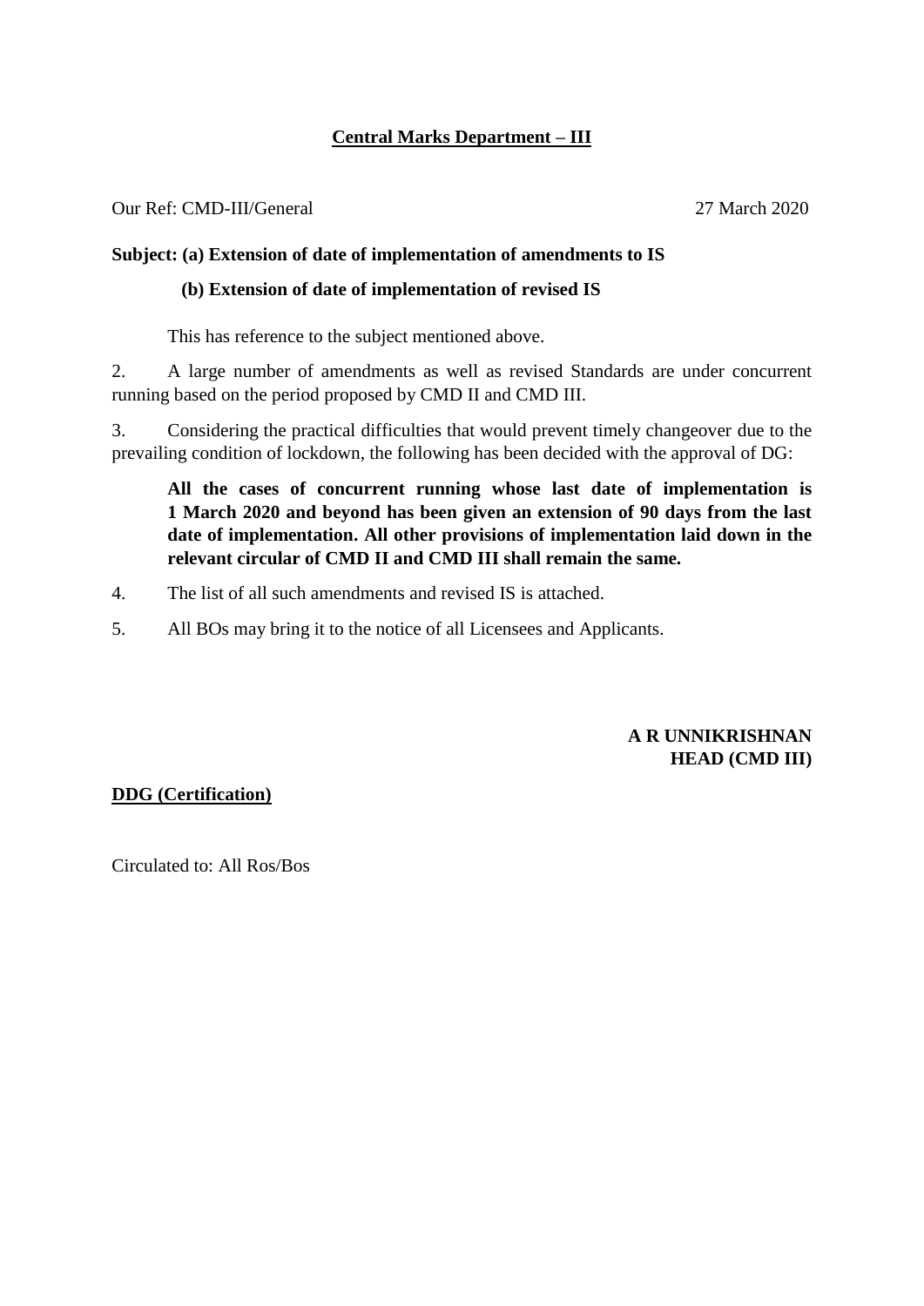# Central Marks Department – III

Our Ref: CMD-III/General 27 March 2020

**Subject: (a) Extension of date of implementation of amendments to IS**

**(b) Extension of date of implementation of revised IS**

This has reference to the subject mentioned above.

2. A large number of amendments as well as revised Standards are under concurrent running based on the period proposed by CMD II and CMD III.

3. Considering the practical difficulties that would prevent timely changeover due to the prevailing condition of lockdown, the following has been decided with the approval of DG:

> **All the cases of concurrent running whose last date of implementation is 1 March 2020 and beyond has been given an extension of 90 days from the last date of implementation. All other provisions of implementation laid down in the relevant circular of CMD II and CMD III shall remain the same.**

4. The list of all such amendments and revised IS is attached.

5. All BOs may bring it to the notice of all Licensees and Applicants.

**A R UNNIKRISHNAN**
**HEAD (CMD III)**

**DDG (Certification)**

Circulated to: All Ros/Bos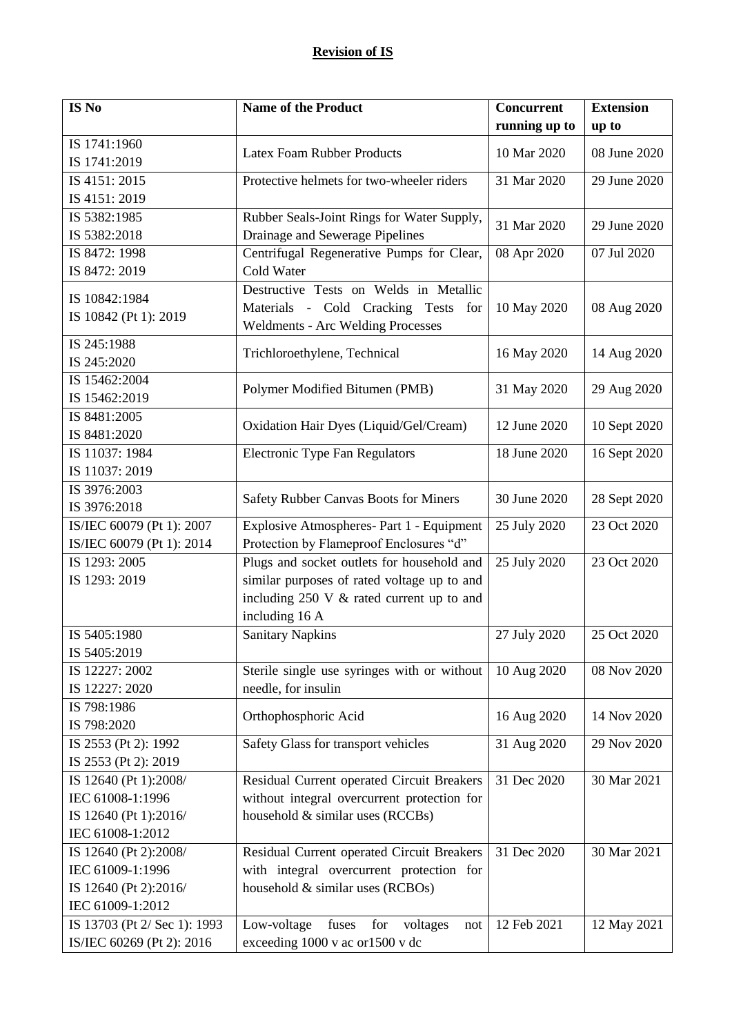**Revision of IS**

| IS No | Name of the Product | Concurrent running up to | Extension up to |
|---|---|---|---|
| IS 1741:1960<br>IS 1741:2019 | Latex Foam Rubber Products | 10 Mar 2020 | 08 June 2020 |
| IS 4151: 2015<br>IS 4151: 2019 | Protective helmets for two-wheeler riders | 31 Mar 2020 | 29 June 2020 |
| IS 5382:1985<br>IS 5382:2018 | Rubber Seals-Joint Rings for Water Supply, Drainage and Sewerage Pipelines | 31 Mar 2020 | 29 June 2020 |
| IS 8472: 1998<br>IS 8472: 2019 | Centrifugal Regenerative Pumps for Clear, Cold Water | 08 Apr 2020 | 07 Jul 2020 |
| IS 10842:1984<br>IS 10842 (Pt 1): 2019 | Destructive Tests on Welds in Metallic Materials - Cold Cracking Tests for Weldments - Arc Welding Processes | 10 May 2020 | 08 Aug 2020 |
| IS 245:1988<br>IS 245:2020 | Trichloroethylene, Technical | 16 May 2020 | 14 Aug 2020 |
| IS 15462:2004<br>IS 15462:2019 | Polymer Modified Bitumen (PMB) | 31 May 2020 | 29 Aug 2020 |
| IS 8481:2005<br>IS 8481:2020 | Oxidation Hair Dyes (Liquid/Gel/Cream) | 12 June 2020 | 10 Sept 2020 |
| IS 11037: 1984<br>IS 11037: 2019 | Electronic Type Fan Regulators | 18 June 2020 | 16 Sept 2020 |
| IS 3976:2003<br>IS 3976:2018 | Safety Rubber Canvas Boots for Miners | 30 June 2020 | 28 Sept 2020 |
| IS/IEC 60079 (Pt 1): 2007<br>IS/IEC 60079 (Pt 1): 2014 | Explosive Atmospheres- Part 1 - Equipment Protection by Flameproof Enclosures "d" | 25 July 2020 | 23 Oct 2020 |
| IS 1293: 2005<br>IS 1293: 2019 | Plugs and socket outlets for household and similar purposes of rated voltage up to and including 250 V & rated current up to and including 16 A | 25 July 2020 | 23 Oct 2020 |
| IS 5405:1980<br>IS 5405:2019 | Sanitary Napkins | 27 July 2020 | 25 Oct 2020 |
| IS 12227: 2002<br>IS 12227: 2020 | Sterile single use syringes with or without needle, for insulin | 10 Aug 2020 | 08 Nov 2020 |
| IS 798:1986<br>IS 798:2020 | Orthophosphoric Acid | 16 Aug 2020 | 14 Nov 2020 |
| IS 2553 (Pt 2): 1992<br>IS 2553 (Pt 2): 2019 | Safety Glass for transport vehicles | 31 Aug 2020 | 29 Nov 2020 |
| IS 12640 (Pt 1):2008/<br>IEC 61008-1:1996<br>IS 12640 (Pt 1):2016/<br>IEC 61008-1:2012 | Residual Current operated Circuit Breakers without integral overcurrent protection for household & similar uses (RCCBs) | 31 Dec 2020 | 30 Mar 2021 |
| IS 12640 (Pt 2):2008/<br>IEC 61009-1:1996<br>IS 12640 (Pt 2):2016/<br>IEC 61009-1:2012 | Residual Current operated Circuit Breakers with integral overcurrent protection for household & similar uses (RCBOs) | 31 Dec 2020 | 30 Mar 2021 |
| IS 13703 (Pt 2/ Sec 1): 1993<br>IS/IEC 60269 (Pt 2): 2016 | Low-voltage fuses for voltages not exceeding 1000 v ac or1500 v dc | 12 Feb 2021 | 12 May 2021 |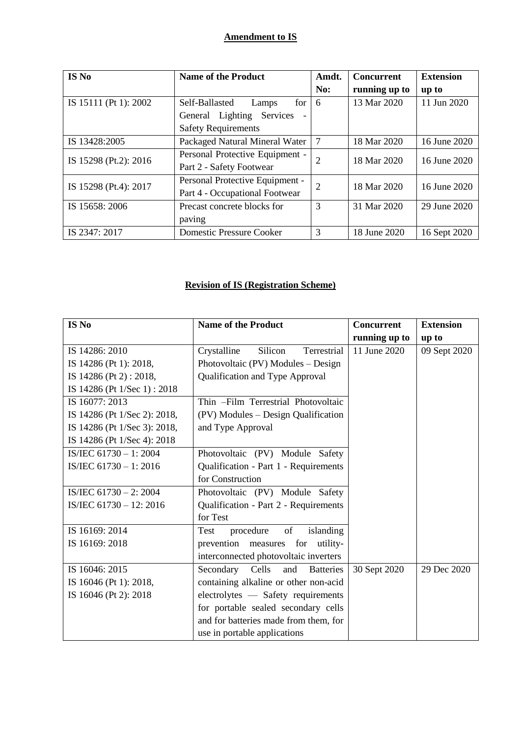## Amendment to IS

| IS No | Name of the Product | Amdt. No: | Concurrent running up to | Extension up to |
|---|---|---|---|---|
| IS 15111 (Pt 1): 2002 | Self-Ballasted Lamps for General Lighting Services - Safety Requirements | 6 | 13 Mar 2020 | 11 Jun 2020 |
| IS 13428:2005 | Packaged Natural Mineral Water | 7 | 18 Mar 2020 | 16 June 2020 |
| IS 15298 (Pt.2): 2016 | Personal Protective Equipment - Part 2 - Safety Footwear | 2 | 18 Mar 2020 | 16 June 2020 |
| IS 15298 (Pt.4): 2017 | Personal Protective Equipment - Part 4 - Occupational Footwear | 2 | 18 Mar 2020 | 16 June 2020 |
| IS 15658: 2006 | Precast concrete blocks for paving | 3 | 31 Mar 2020 | 29 June 2020 |
| IS 2347: 2017 | Domestic Pressure Cooker | 3 | 18 June 2020 | 16 Sept 2020 |

## Revision of IS (Registration Scheme)

| IS No | Name of the Product | Concurrent running up to | Extension up to |
|---|---|---|---|
| IS 14286: 2010<br>IS 14286 (Pt 1): 2018,<br>IS 14286 (Pt 2) : 2018,<br>IS 14286 (Pt 1/Sec 1) : 2018 | Crystalline Silicon Terrestrial Photovoltaic (PV) Modules – Design Qualification and Type Approval | 11 June 2020 | 09 Sept 2020 |
| IS 16077: 2013<br>IS 14286 (Pt 1/Sec 2): 2018,<br>IS 14286 (Pt 1/Sec 3): 2018,<br>IS 14286 (Pt 1/Sec 4): 2018 | Thin –Film Terrestrial Photovoltaic (PV) Modules – Design Qualification and Type Approval | | |
| IS/IEC 61730 – 1: 2004<br>IS/IEC 61730 – 1: 2016 | Photovoltaic (PV) Module Safety Qualification - Part 1 - Requirements for Construction | | |
| IS/IEC 61730 – 2: 2004<br>IS/IEC 61730 – 12: 2016 | Photovoltaic (PV) Module Safety Qualification - Part 2 - Requirements for Test | | |
| IS 16169: 2014<br>IS 16169: 2018 | Test procedure of islanding prevention measures for utility-interconnected photovoltaic inverters | | |
| IS 16046: 2015<br>IS 16046 (Pt 1): 2018,<br>IS 16046 (Pt 2): 2018 | Secondary Cells and Batteries containing alkaline or other non-acid electrolytes — Safety requirements for portable sealed secondary cells and for batteries made from them, for use in portable applications | 30 Sept 2020 | 29 Dec 2020 |